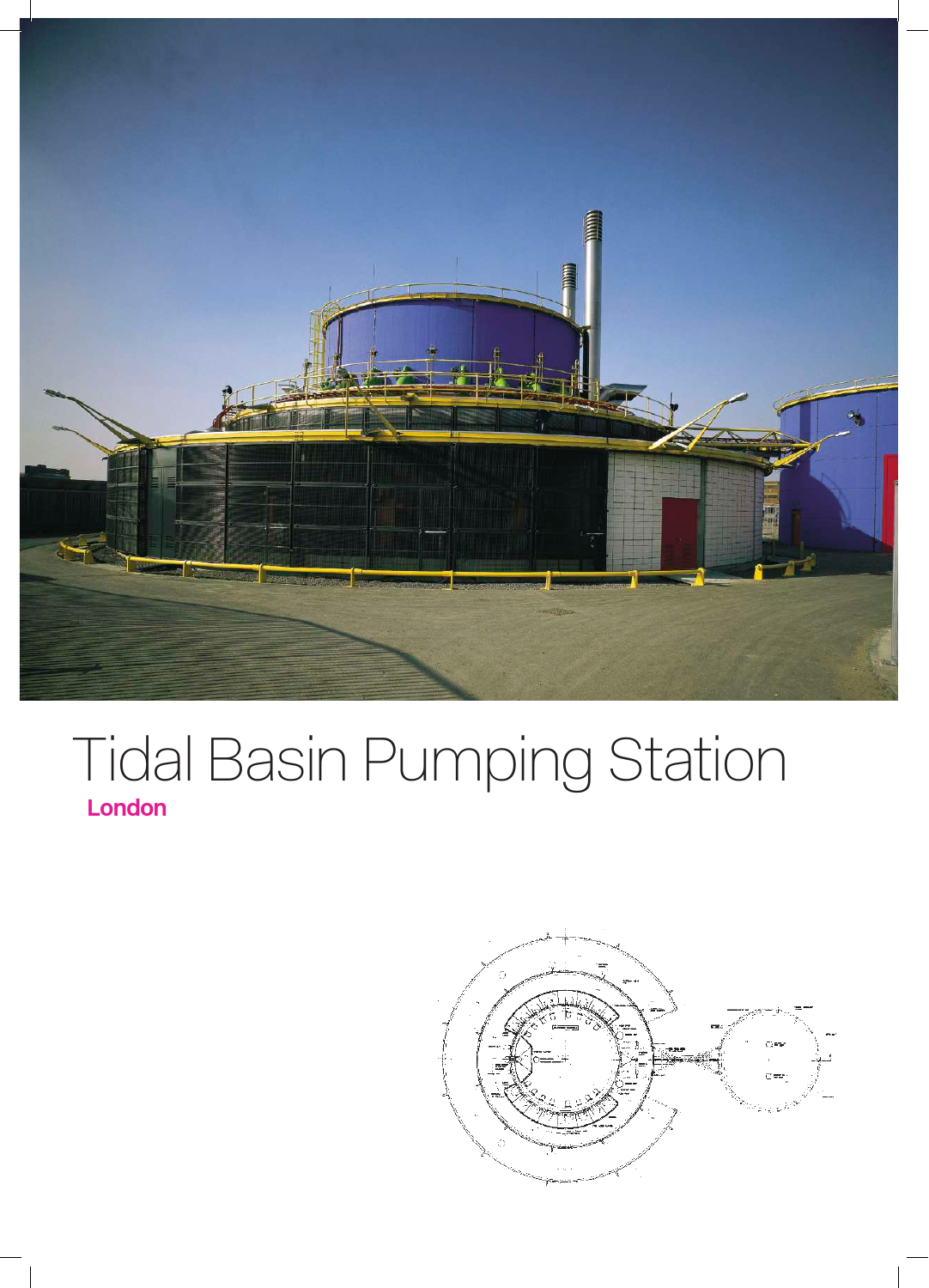# Tidal Basin Pumping Station

**London**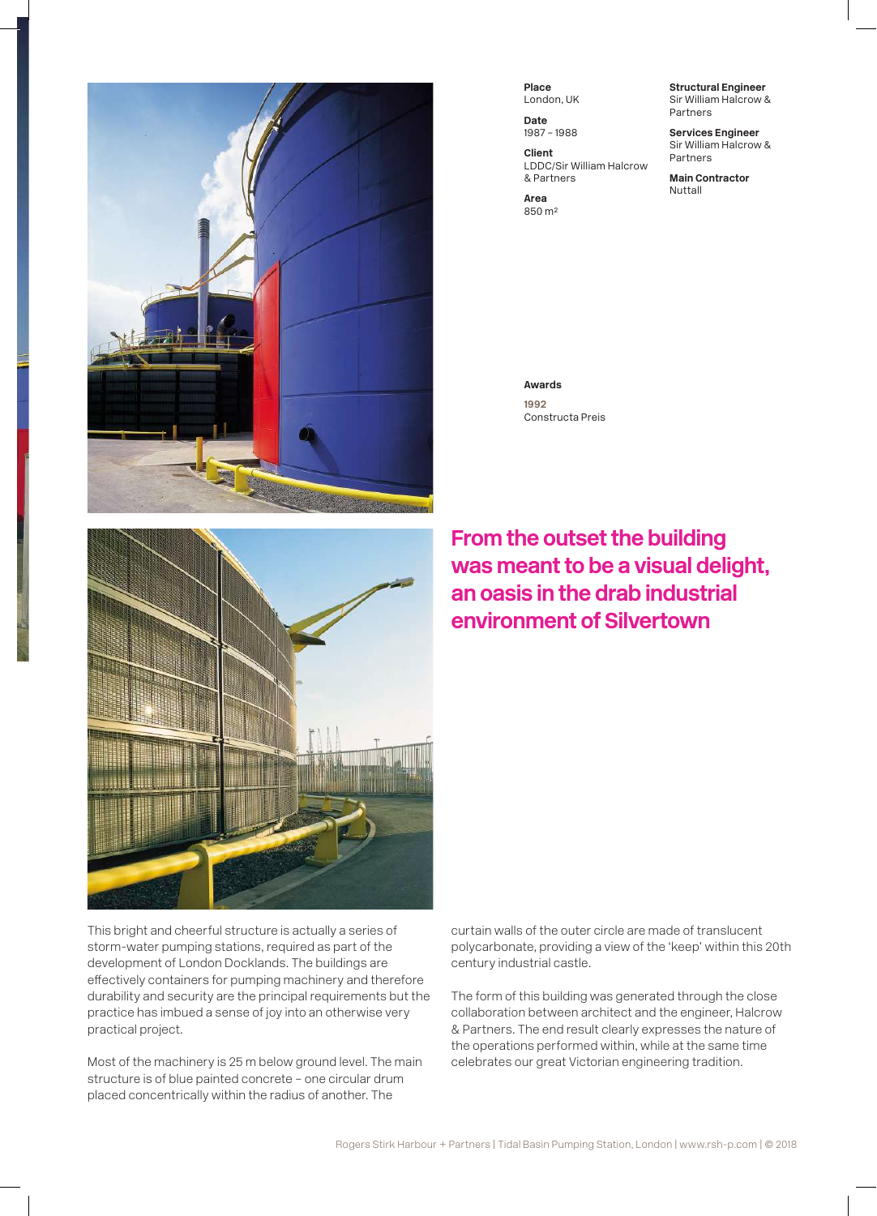**Place**
London, UK

**Date**
1987 – 1988

**Client**
LDDC/Sir William Halcrow & Partners

**Area**
850 m²

**Structural Engineer**
Sir William Halcrow & Partners

**Services Engineer**
Sir William Halcrow & Partners

**Main Contractor**
Nuttall

**Awards**

**1992**
Constructa Preis

## From the outset the building was meant to be a visual delight, an oasis in the drab industrial environment of Silvertown

This bright and cheerful structure is actually a series of storm-water pumping stations, required as part of the development of London Docklands. The buildings are effectively containers for pumping machinery and therefore durability and security are the principal requirements but the practice has imbued a sense of joy into an otherwise very practical project.

Most of the machinery is 25 m below ground level. The main structure is of blue painted concrete – one circular drum placed concentrically within the radius of another. The curtain walls of the outer circle are made of translucent polycarbonate, providing a view of the 'keep' within this 20th century industrial castle.

The form of this building was generated through the close collaboration between architect and the engineer, Halcrow & Partners. The end result clearly expresses the nature of the operations performed within, while at the same time celebrates our great Victorian engineering tradition.